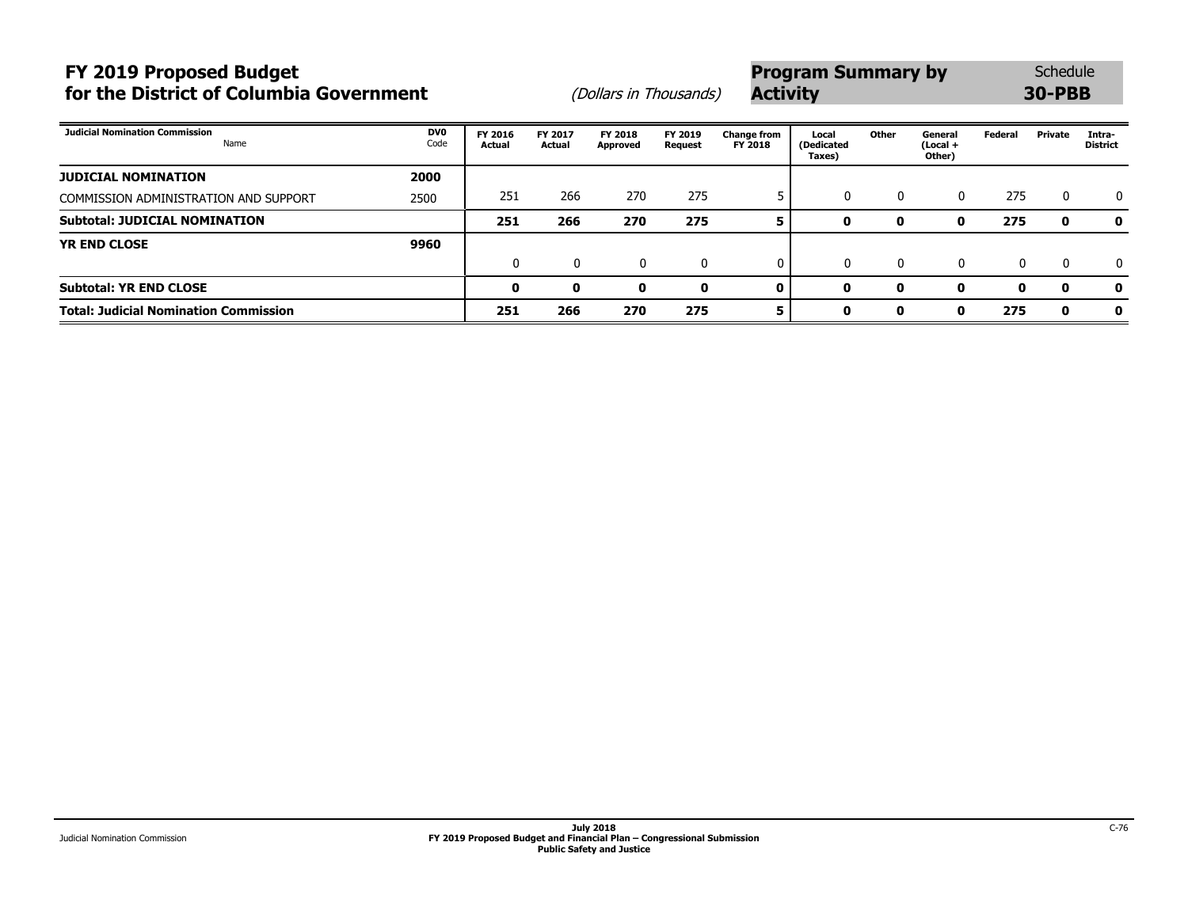# FY 2019 Proposed Budget for the District of Columbia Government

*(Dollars in Thousands)*

## Program Summary by Activity

Schedule **30-PBB**

| Judicial Nomination Commission Name | DV0 Code | FY 2016 Actual | FY 2017 Actual | FY 2018 Approved | FY 2019 Request | Change from FY 2018 | Local (Dedicated Taxes) | Other | General (Local + Other) | Federal | Private | Intra-District |
|---|---|---|---|---|---|---|---|---|---|---|---|---|
| **JUDICIAL NOMINATION** | **2000** | | | | | | | | | | | |
| COMMISSION ADMINISTRATION AND SUPPORT | 2500 | 251 | 266 | 270 | 275 | 5 | 0 | 0 | 0 | 275 | 0 | 0 |
| **Subtotal: JUDICIAL NOMINATION** | | **251** | **266** | **270** | **275** | **5** | **0** | **0** | **0** | **275** | **0** | **0** |
| **YR END CLOSE** | **9960** | | | | | | | | | | | |
| | | 0 | 0 | 0 | 0 | 0 | 0 | 0 | 0 | 0 | 0 | 0 |
| **Subtotal: YR END CLOSE** | | **0** | **0** | **0** | **0** | **0** | **0** | **0** | **0** | **0** | **0** | **0** |
| **Total: Judicial Nomination Commission** | | **251** | **266** | **270** | **275** | **5** | **0** | **0** | **0** | **275** | **0** | **0** |

Judicial Nomination Commission

July 2018
FY 2019 Proposed Budget and Financial Plan – Congressional Submission
Public Safety and Justice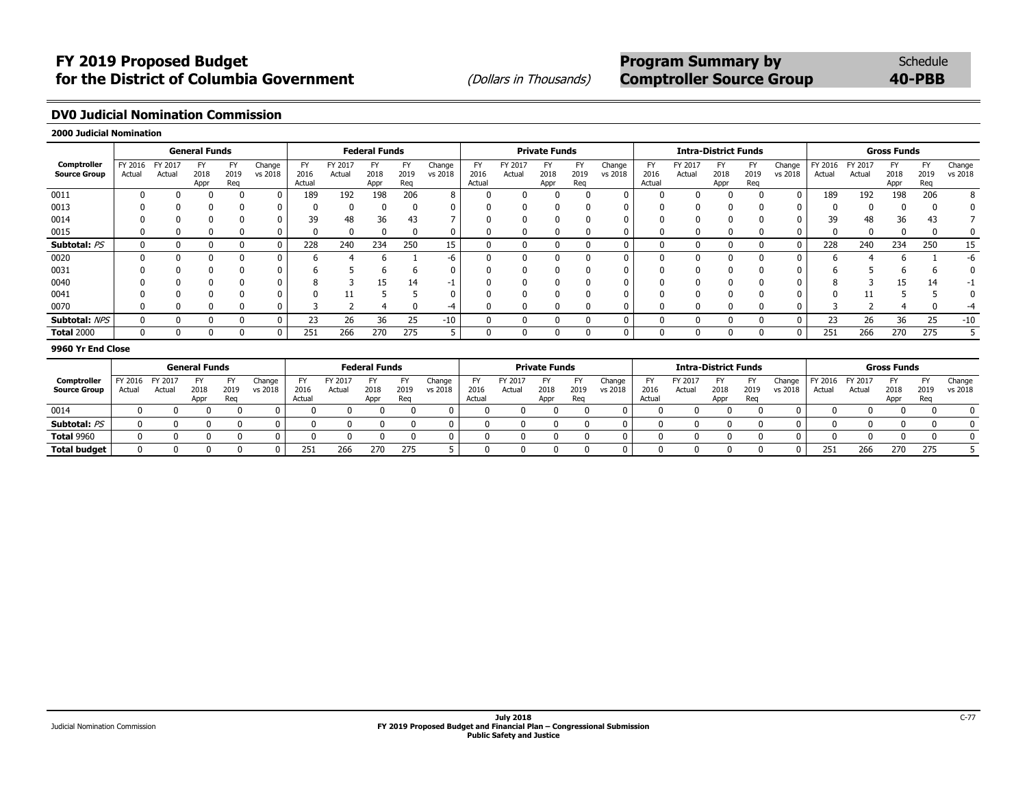# FY 2019 Proposed Budget for the District of Columbia Government

(Dollars in Thousands)

**Program Summary by Comptroller Source Group** Schedule **40-PBB**

## DV0 Judicial Nomination Commission

### 2000 Judicial Nomination

| Comptroller Source Group | General Funds | | | | | Federal Funds | | | | | Private Funds | | | | | Intra-District Funds | | | | | Gross Funds | | | | |
|---|---|---|---|---|---|---|---|---|---|---|---|---|---|---|---|---|---|---|---|---|---|---|---|---|---|
| | FY 2016 Actual | FY 2017 Actual | FY 2018 Appr | FY 2019 Req | Change vs 2018 | FY 2016 Actual | FY 2017 Actual | FY 2018 Appr | FY 2019 Req | Change vs 2018 | FY 2016 Actual | FY 2017 Actual | FY 2018 Appr | FY 2019 Req | Change vs 2018 | FY 2016 Actual | FY 2017 Actual | FY 2018 Appr | FY 2019 Req | Change vs 2018 | FY 2016 Actual | FY 2017 Actual | FY 2018 Appr | FY 2019 Req | Change vs 2018 |
| 0011 | 0 | 0 | 0 | 0 | 0 | 189 | 192 | 198 | 206 | 8 | 0 | 0 | 0 | 0 | 0 | 0 | 0 | 0 | 0 | 0 | 189 | 192 | 198 | 206 | 8 |
| 0013 | 0 | 0 | 0 | 0 | 0 | 0 | 0 | 0 | 0 | 0 | 0 | 0 | 0 | 0 | 0 | 0 | 0 | 0 | 0 | 0 | 0 | 0 | 0 | 0 | 0 |
| 0014 | 0 | 0 | 0 | 0 | 0 | 39 | 48 | 36 | 43 | 7 | 0 | 0 | 0 | 0 | 0 | 0 | 0 | 0 | 0 | 0 | 39 | 48 | 36 | 43 | 7 |
| 0015 | 0 | 0 | 0 | 0 | 0 | 0 | 0 | 0 | 0 | 0 | 0 | 0 | 0 | 0 | 0 | 0 | 0 | 0 | 0 | 0 | 0 | 0 | 0 | 0 | 0 |
| **Subtotal:** *PS* | 0 | 0 | 0 | 0 | 0 | 228 | 240 | 234 | 250 | 15 | 0 | 0 | 0 | 0 | 0 | 0 | 0 | 0 | 0 | 0 | 228 | 240 | 234 | 250 | 15 |
| 0020 | 0 | 0 | 0 | 0 | 0 | 6 | 4 | 6 | 1 | -6 | 0 | 0 | 0 | 0 | 0 | 0 | 0 | 0 | 0 | 0 | 6 | 4 | 6 | 1 | -6 |
| 0031 | 0 | 0 | 0 | 0 | 0 | 6 | 5 | 6 | 6 | 0 | 0 | 0 | 0 | 0 | 0 | 0 | 0 | 0 | 0 | 0 | 6 | 5 | 6 | 6 | 0 |
| 0040 | 0 | 0 | 0 | 0 | 0 | 8 | 3 | 15 | 14 | -1 | 0 | 0 | 0 | 0 | 0 | 0 | 0 | 0 | 0 | 0 | 8 | 3 | 15 | 14 | -1 |
| 0041 | 0 | 0 | 0 | 0 | 0 | 0 | 11 | 5 | 5 | 0 | 0 | 0 | 0 | 0 | 0 | 0 | 0 | 0 | 0 | 0 | 0 | 11 | 5 | 5 | 0 |
| 0070 | 0 | 0 | 0 | 0 | 0 | 3 | 2 | 4 | 0 | -4 | 0 | 0 | 0 | 0 | 0 | 0 | 0 | 0 | 0 | 0 | 3 | 2 | 4 | 0 | -4 |
| **Subtotal:** *NPS* | 0 | 0 | 0 | 0 | 0 | 23 | 26 | 36 | 25 | -10 | 0 | 0 | 0 | 0 | 0 | 0 | 0 | 0 | 0 | 0 | 23 | 26 | 36 | 25 | -10 |
| **Total** 2000 | 0 | 0 | 0 | 0 | 0 | 251 | 266 | 270 | 275 | 5 | 0 | 0 | 0 | 0 | 0 | 0 | 0 | 0 | 0 | 0 | 251 | 266 | 270 | 275 | 5 |

### 9960 Yr End Close

| Comptroller Source Group | General Funds | | | | | Federal Funds | | | | | Private Funds | | | | | Intra-District Funds | | | | | Gross Funds | | | | |
|---|---|---|---|---|---|---|---|---|---|---|---|---|---|---|---|---|---|---|---|---|---|---|---|---|---|
| | FY 2016 Actual | FY 2017 Actual | FY 2018 Appr | FY 2019 Req | Change vs 2018 | FY 2016 Actual | FY 2017 Actual | FY 2018 Appr | FY 2019 Req | Change vs 2018 | FY 2016 Actual | FY 2017 Actual | FY 2018 Appr | FY 2019 Req | Change vs 2018 | FY 2016 Actual | FY 2017 Actual | FY 2018 Appr | FY 2019 Req | Change vs 2018 | FY 2016 Actual | FY 2017 Actual | FY 2018 Appr | FY 2019 Req | Change vs 2018 |
| 0014 | 0 | 0 | 0 | 0 | 0 | 0 | 0 | 0 | 0 | 0 | 0 | 0 | 0 | 0 | 0 | 0 | 0 | 0 | 0 | 0 | 0 | 0 | 0 | 0 | 0 |
| **Subtotal:** *PS* | 0 | 0 | 0 | 0 | 0 | 0 | 0 | 0 | 0 | 0 | 0 | 0 | 0 | 0 | 0 | 0 | 0 | 0 | 0 | 0 | 0 | 0 | 0 | 0 | 0 |
| **Total** 9960 | 0 | 0 | 0 | 0 | 0 | 0 | 0 | 0 | 0 | 0 | 0 | 0 | 0 | 0 | 0 | 0 | 0 | 0 | 0 | 0 | 0 | 0 | 0 | 0 | 0 |
| **Total budget** | 0 | 0 | 0 | 0 | 0 | 251 | 266 | 270 | 275 | 5 | 0 | 0 | 0 | 0 | 0 | 0 | 0 | 0 | 0 | 0 | 251 | 266 | 270 | 275 | 5 |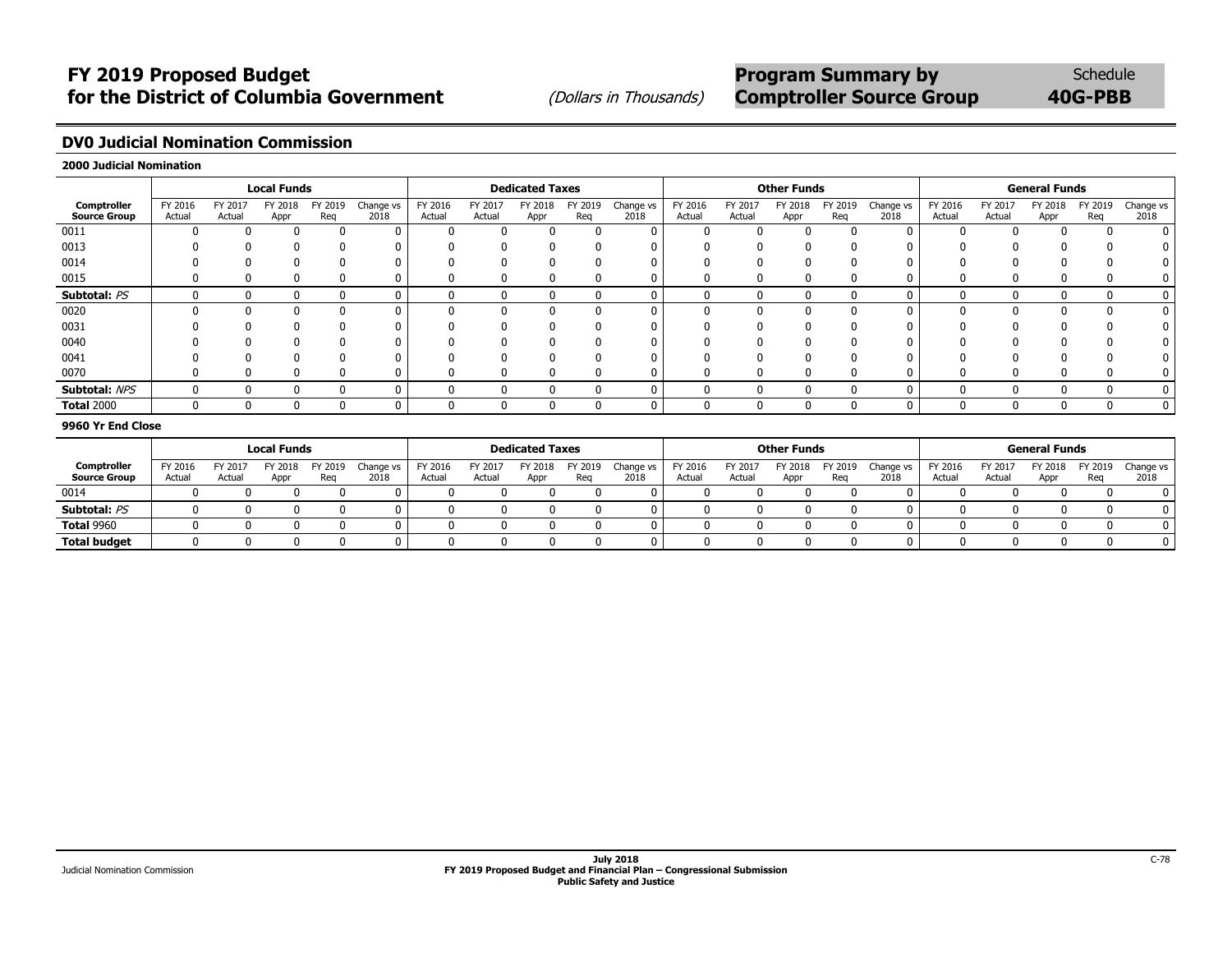# FY 2019 Proposed Budget for the District of Columbia Government

*(Dollars in Thousands)*

**Program Summary by Comptroller Source Group** — Schedule **40G-PBB**

## DV0 Judicial Nomination Commission

### 2000 Judicial Nomination

| | Local Funds | | | | | Dedicated Taxes | | | | | Other Funds | | | | | General Funds | | | | |
|---|---|---|---|---|---|---|---|---|---|---|---|---|---|---|---|---|---|---|---|---|
| **Comptroller Source Group** | FY 2016 Actual | FY 2017 Actual | FY 2018 Appr | FY 2019 Req | Change vs 2018 | FY 2016 Actual | FY 2017 Actual | FY 2018 Appr | FY 2019 Req | Change vs 2018 | FY 2016 Actual | FY 2017 Actual | FY 2018 Appr | FY 2019 Req | Change vs 2018 | FY 2016 Actual | FY 2017 Actual | FY 2018 Appr | FY 2019 Req | Change vs 2018 |
| 0011 | 0 | 0 | 0 | 0 | 0 | 0 | 0 | 0 | 0 | 0 | 0 | 0 | 0 | 0 | 0 | 0 | 0 | 0 | 0 | 0 |
| 0013 | 0 | 0 | 0 | 0 | 0 | 0 | 0 | 0 | 0 | 0 | 0 | 0 | 0 | 0 | 0 | 0 | 0 | 0 | 0 | 0 |
| 0014 | 0 | 0 | 0 | 0 | 0 | 0 | 0 | 0 | 0 | 0 | 0 | 0 | 0 | 0 | 0 | 0 | 0 | 0 | 0 | 0 |
| 0015 | 0 | 0 | 0 | 0 | 0 | 0 | 0 | 0 | 0 | 0 | 0 | 0 | 0 | 0 | 0 | 0 | 0 | 0 | 0 | 0 |
| **Subtotal:** *PS* | 0 | 0 | 0 | 0 | 0 | 0 | 0 | 0 | 0 | 0 | 0 | 0 | 0 | 0 | 0 | 0 | 0 | 0 | 0 | 0 |
| 0020 | 0 | 0 | 0 | 0 | 0 | 0 | 0 | 0 | 0 | 0 | 0 | 0 | 0 | 0 | 0 | 0 | 0 | 0 | 0 | 0 |
| 0031 | 0 | 0 | 0 | 0 | 0 | 0 | 0 | 0 | 0 | 0 | 0 | 0 | 0 | 0 | 0 | 0 | 0 | 0 | 0 | 0 |
| 0040 | 0 | 0 | 0 | 0 | 0 | 0 | 0 | 0 | 0 | 0 | 0 | 0 | 0 | 0 | 0 | 0 | 0 | 0 | 0 | 0 |
| 0041 | 0 | 0 | 0 | 0 | 0 | 0 | 0 | 0 | 0 | 0 | 0 | 0 | 0 | 0 | 0 | 0 | 0 | 0 | 0 | 0 |
| 0070 | 0 | 0 | 0 | 0 | 0 | 0 | 0 | 0 | 0 | 0 | 0 | 0 | 0 | 0 | 0 | 0 | 0 | 0 | 0 | 0 |
| **Subtotal:** *NPS* | 0 | 0 | 0 | 0 | 0 | 0 | 0 | 0 | 0 | 0 | 0 | 0 | 0 | 0 | 0 | 0 | 0 | 0 | 0 | 0 |
| **Total** 2000 | 0 | 0 | 0 | 0 | 0 | 0 | 0 | 0 | 0 | 0 | 0 | 0 | 0 | 0 | 0 | 0 | 0 | 0 | 0 | 0 |

### 9960 Yr End Close

| | Local Funds | | | | | Dedicated Taxes | | | | | Other Funds | | | | | General Funds | | | | |
|---|---|---|---|---|---|---|---|---|---|---|---|---|---|---|---|---|---|---|---|---|
| **Comptroller Source Group** | FY 2016 Actual | FY 2017 Actual | FY 2018 Appr | FY 2019 Req | Change vs 2018 | FY 2016 Actual | FY 2017 Actual | FY 2018 Appr | FY 2019 Req | Change vs 2018 | FY 2016 Actual | FY 2017 Actual | FY 2018 Appr | FY 2019 Req | Change vs 2018 | FY 2016 Actual | FY 2017 Actual | FY 2018 Appr | FY 2019 Req | Change vs 2018 |
| 0014 | 0 | 0 | 0 | 0 | 0 | 0 | 0 | 0 | 0 | 0 | 0 | 0 | 0 | 0 | 0 | 0 | 0 | 0 | 0 | 0 |
| **Subtotal:** *PS* | 0 | 0 | 0 | 0 | 0 | 0 | 0 | 0 | 0 | 0 | 0 | 0 | 0 | 0 | 0 | 0 | 0 | 0 | 0 | 0 |
| **Total** 9960 | 0 | 0 | 0 | 0 | 0 | 0 | 0 | 0 | 0 | 0 | 0 | 0 | 0 | 0 | 0 | 0 | 0 | 0 | 0 | 0 |
| **Total budget** | 0 | 0 | 0 | 0 | 0 | 0 | 0 | 0 | 0 | 0 | 0 | 0 | 0 | 0 | 0 | 0 | 0 | 0 | 0 | 0 |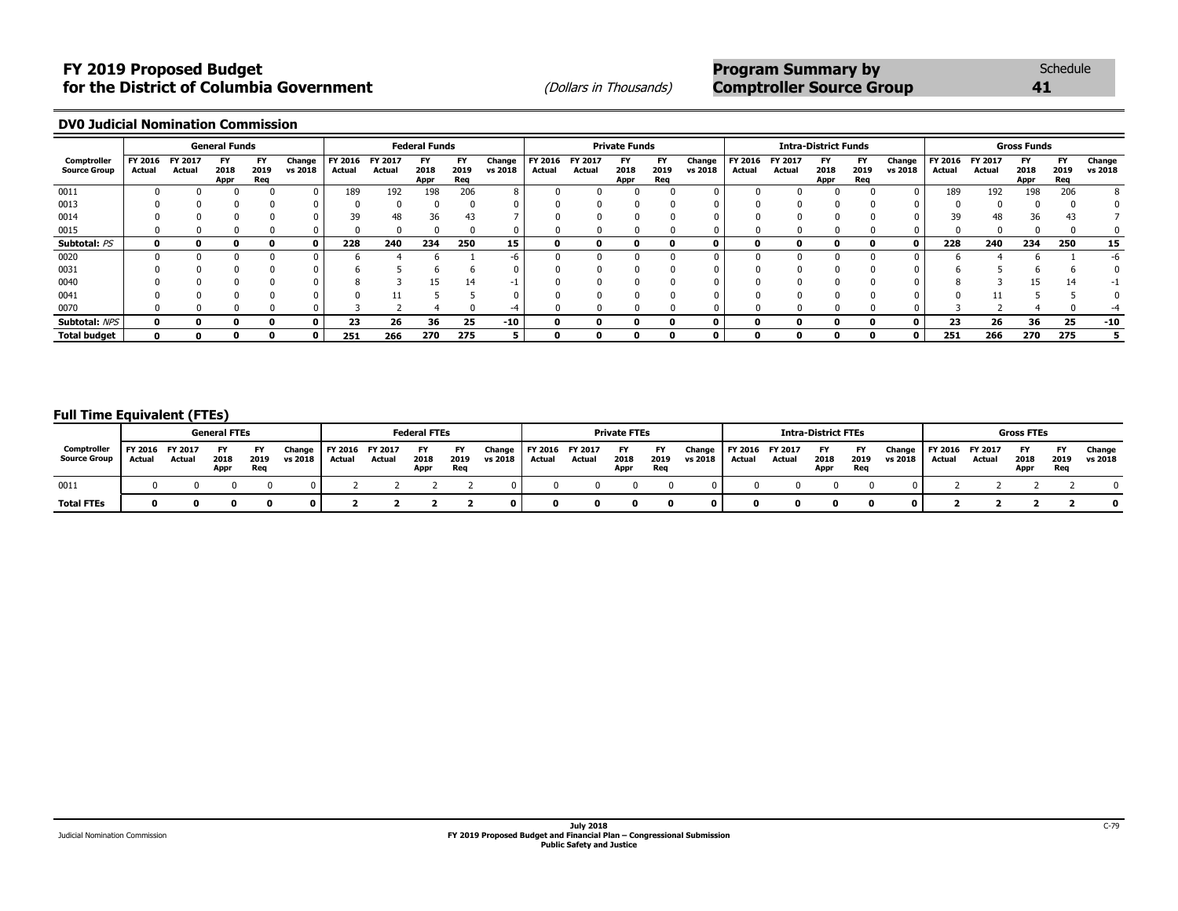# FY 2019 Proposed Budget for the District of Columbia Government

(Dollars in Thousands)

## Program Summary by Comptroller Source Group

Schedule **41**

### DV0 Judicial Nomination Commission

| Comptroller Source Group | General Funds | | | | | Federal Funds | | | | | Private Funds | | | | | Intra-District Funds | | | | | Gross Funds | | | | |
|---|---|---|---|---|---|---|---|---|---|---|---|---|---|---|---|---|---|---|---|---|---|---|---|---|---|
| | FY 2016 Actual | FY 2017 Actual | FY 2018 Appr | FY 2019 Req | Change vs 2018 | FY 2016 Actual | FY 2017 Actual | FY 2018 Appr | FY 2019 Req | Change vs 2018 | FY 2016 Actual | FY 2017 Actual | FY 2018 Appr | FY 2019 Req | Change vs 2018 | FY 2016 Actual | FY 2017 Actual | FY 2018 Appr | FY 2019 Req | Change vs 2018 | FY 2016 Actual | FY 2017 Actual | FY 2018 Appr | FY 2019 Req | Change vs 2018 |
| 0011 | 0 | 0 | 0 | 0 | 0 | 189 | 192 | 198 | 206 | 8 | 0 | 0 | 0 | 0 | 0 | 0 | 0 | 0 | 0 | 0 | 189 | 192 | 198 | 206 | 8 |
| 0013 | 0 | 0 | 0 | 0 | 0 | 0 | 0 | 0 | 0 | 0 | 0 | 0 | 0 | 0 | 0 | 0 | 0 | 0 | 0 | 0 | 0 | 0 | 0 | 0 | 0 |
| 0014 | 0 | 0 | 0 | 0 | 0 | 39 | 48 | 36 | 43 | 7 | 0 | 0 | 0 | 0 | 0 | 0 | 0 | 0 | 0 | 0 | 39 | 48 | 36 | 43 | 7 |
| 0015 | 0 | 0 | 0 | 0 | 0 | 0 | 0 | 0 | 0 | 0 | 0 | 0 | 0 | 0 | 0 | 0 | 0 | 0 | 0 | 0 | 0 | 0 | 0 | 0 | 0 |
| **Subtotal:** *PS* | **0** | **0** | **0** | **0** | **0** | **228** | **240** | **234** | **250** | **15** | **0** | **0** | **0** | **0** | **0** | **0** | **0** | **0** | **0** | **0** | **228** | **240** | **234** | **250** | **15** |
| 0020 | 0 | 0 | 0 | 0 | 0 | 6 | 4 | 6 | 1 | -6 | 0 | 0 | 0 | 0 | 0 | 0 | 0 | 0 | 0 | 0 | 6 | 4 | 6 | 1 | -6 |
| 0031 | 0 | 0 | 0 | 0 | 0 | 6 | 5 | 6 | 6 | 0 | 0 | 0 | 0 | 0 | 0 | 0 | 0 | 0 | 0 | 0 | 6 | 5 | 6 | 6 | 0 |
| 0040 | 0 | 0 | 0 | 0 | 0 | 8 | 3 | 15 | 14 | -1 | 0 | 0 | 0 | 0 | 0 | 0 | 0 | 0 | 0 | 0 | 8 | 3 | 15 | 14 | -1 |
| 0041 | 0 | 0 | 0 | 0 | 0 | 0 | 11 | 5 | 5 | 0 | 0 | 0 | 0 | 0 | 0 | 0 | 0 | 0 | 0 | 0 | 0 | 11 | 5 | 5 | 0 |
| 0070 | 0 | 0 | 0 | 0 | 0 | 3 | 2 | 4 | 0 | -4 | 0 | 0 | 0 | 0 | 0 | 0 | 0 | 0 | 0 | 0 | 3 | 2 | 4 | 0 | -4 |
| **Subtotal:** *NPS* | **0** | **0** | **0** | **0** | **0** | **23** | **26** | **36** | **25** | **-10** | **0** | **0** | **0** | **0** | **0** | **0** | **0** | **0** | **0** | **0** | **23** | **26** | **36** | **25** | **-10** |
| **Total budget** | **0** | **0** | **0** | **0** | **0** | **251** | **266** | **270** | **275** | **5** | **0** | **0** | **0** | **0** | **0** | **0** | **0** | **0** | **0** | **0** | **251** | **266** | **270** | **275** | **5** |

### Full Time Equivalent (FTEs)

| Comptroller Source Group | General FTEs | | | | | Federal FTEs | | | | | Private FTEs | | | | | Intra-District FTEs | | | | | Gross FTEs | | | | |
|---|---|---|---|---|---|---|---|---|---|---|---|---|---|---|---|---|---|---|---|---|---|---|---|---|---|
| | FY 2016 Actual | FY 2017 Actual | FY 2018 Appr | FY 2019 Req | Change vs 2018 | FY 2016 Actual | FY 2017 Actual | FY 2018 Appr | FY 2019 Req | Change vs 2018 | FY 2016 Actual | FY 2017 Actual | FY 2018 Appr | FY 2019 Req | Change vs 2018 | FY 2016 Actual | FY 2017 Actual | FY 2018 Appr | FY 2019 Req | Change vs 2018 | FY 2016 Actual | FY 2017 Actual | FY 2018 Appr | FY 2019 Req | Change vs 2018 |
| 0011 | 0 | 0 | 0 | 0 | 0 | 2 | 2 | 2 | 2 | 0 | 0 | 0 | 0 | 0 | 0 | 0 | 0 | 0 | 0 | 0 | 2 | 2 | 2 | 2 | 0 |
| **Total FTEs** | **0** | **0** | **0** | **0** | **0** | **2** | **2** | **2** | **2** | **0** | **0** | **0** | **0** | **0** | **0** | **0** | **0** | **0** | **0** | **0** | **2** | **2** | **2** | **2** | **0** |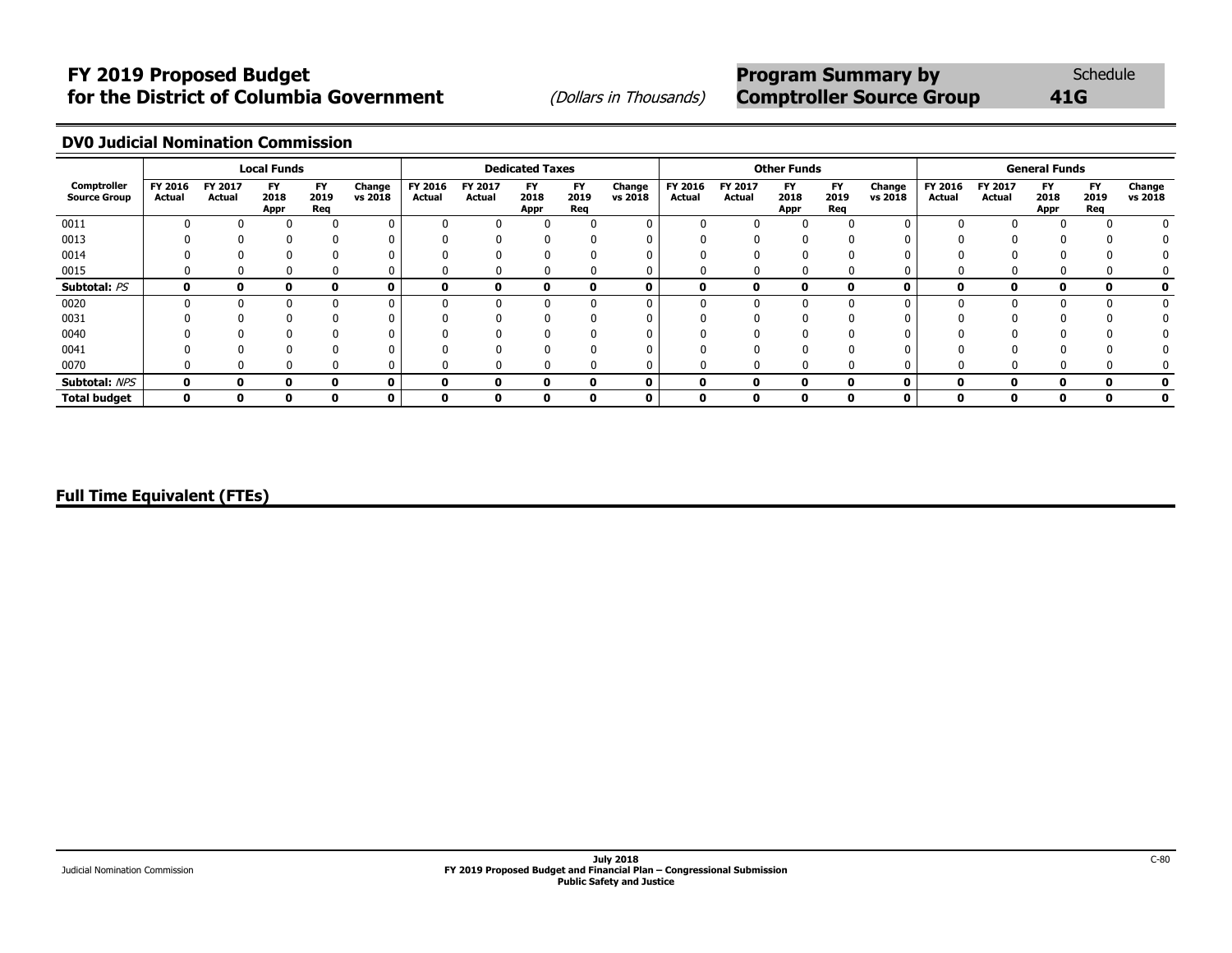# FY 2019 Proposed Budget for the District of Columbia Government

*(Dollars in Thousands)*

## Program Summary by Comptroller Source Group

Schedule **41G**

### DV0 Judicial Nomination Commission

| | Local Funds | | | | | Dedicated Taxes | | | | | Other Funds | | | | | General Funds | | | | |
|---|---|---|---|---|---|---|---|---|---|---|---|---|---|---|---|---|---|---|---|---|
| **Comptroller Source Group** | **FY 2016 Actual** | **FY 2017 Actual** | **FY 2018 Appr** | **FY 2019 Req** | **Change vs 2018** | **FY 2016 Actual** | **FY 2017 Actual** | **FY 2018 Appr** | **FY 2019 Req** | **Change vs 2018** | **FY 2016 Actual** | **FY 2017 Actual** | **FY 2018 Appr** | **FY 2019 Req** | **Change vs 2018** | **FY 2016 Actual** | **FY 2017 Actual** | **FY 2018 Appr** | **FY 2019 Req** | **Change vs 2018** |
| 0011 | 0 | 0 | 0 | 0 | 0 | 0 | 0 | 0 | 0 | 0 | 0 | 0 | 0 | 0 | 0 | 0 | 0 | 0 | 0 | 0 |
| 0013 | 0 | 0 | 0 | 0 | 0 | 0 | 0 | 0 | 0 | 0 | 0 | 0 | 0 | 0 | 0 | 0 | 0 | 0 | 0 | 0 |
| 0014 | 0 | 0 | 0 | 0 | 0 | 0 | 0 | 0 | 0 | 0 | 0 | 0 | 0 | 0 | 0 | 0 | 0 | 0 | 0 | 0 |
| 0015 | 0 | 0 | 0 | 0 | 0 | 0 | 0 | 0 | 0 | 0 | 0 | 0 | 0 | 0 | 0 | 0 | 0 | 0 | 0 | 0 |
| **Subtotal:** *PS* | **0** | **0** | **0** | **0** | **0** | **0** | **0** | **0** | **0** | **0** | **0** | **0** | **0** | **0** | **0** | **0** | **0** | **0** | **0** | **0** |
| 0020 | 0 | 0 | 0 | 0 | 0 | 0 | 0 | 0 | 0 | 0 | 0 | 0 | 0 | 0 | 0 | 0 | 0 | 0 | 0 | 0 |
| 0031 | 0 | 0 | 0 | 0 | 0 | 0 | 0 | 0 | 0 | 0 | 0 | 0 | 0 | 0 | 0 | 0 | 0 | 0 | 0 | 0 |
| 0040 | 0 | 0 | 0 | 0 | 0 | 0 | 0 | 0 | 0 | 0 | 0 | 0 | 0 | 0 | 0 | 0 | 0 | 0 | 0 | 0 |
| 0041 | 0 | 0 | 0 | 0 | 0 | 0 | 0 | 0 | 0 | 0 | 0 | 0 | 0 | 0 | 0 | 0 | 0 | 0 | 0 | 0 |
| 0070 | 0 | 0 | 0 | 0 | 0 | 0 | 0 | 0 | 0 | 0 | 0 | 0 | 0 | 0 | 0 | 0 | 0 | 0 | 0 | 0 |
| **Subtotal:** *NPS* | **0** | **0** | **0** | **0** | **0** | **0** | **0** | **0** | **0** | **0** | **0** | **0** | **0** | **0** | **0** | **0** | **0** | **0** | **0** | **0** |
| **Total budget** | **0** | **0** | **0** | **0** | **0** | **0** | **0** | **0** | **0** | **0** | **0** | **0** | **0** | **0** | **0** | **0** | **0** | **0** | **0** | **0** |

### Full Time Equivalent (FTEs)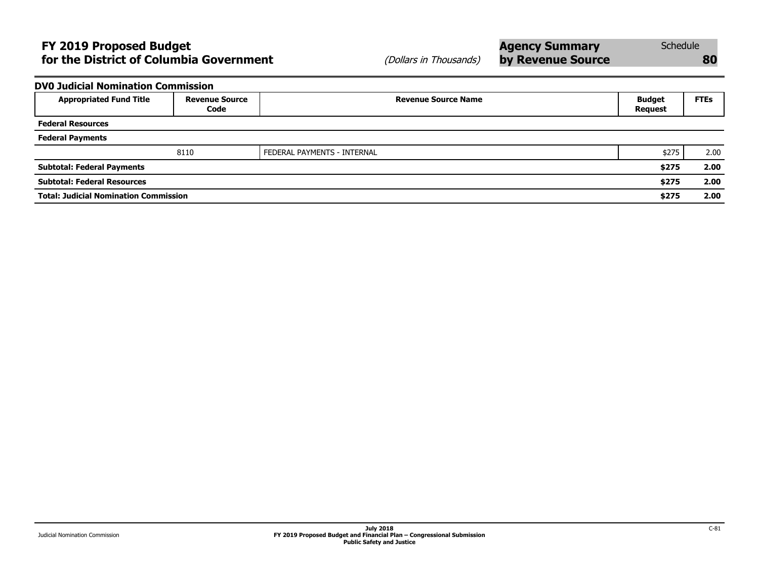# FY 2019 Proposed Budget for the District of Columbia Government

*(Dollars in Thousands)*

## Agency Summary by Revenue Source

Schedule **80**

### DV0 Judicial Nomination Commission

| Appropriated Fund Title | Revenue Source Code | Revenue Source Name | Budget Request | FTEs |
|---|---|---|---|---|
| **Federal Resources** | | | | |
| **Federal Payments** | | | | |
| | 8110 | FEDERAL PAYMENTS - INTERNAL | $275 | 2.00 |
| **Subtotal: Federal Payments** | | | **$275** | **2.00** |
| **Subtotal: Federal Resources** | | | **$275** | **2.00** |
| **Total: Judicial Nomination Commission** | | | **$275** | **2.00** |